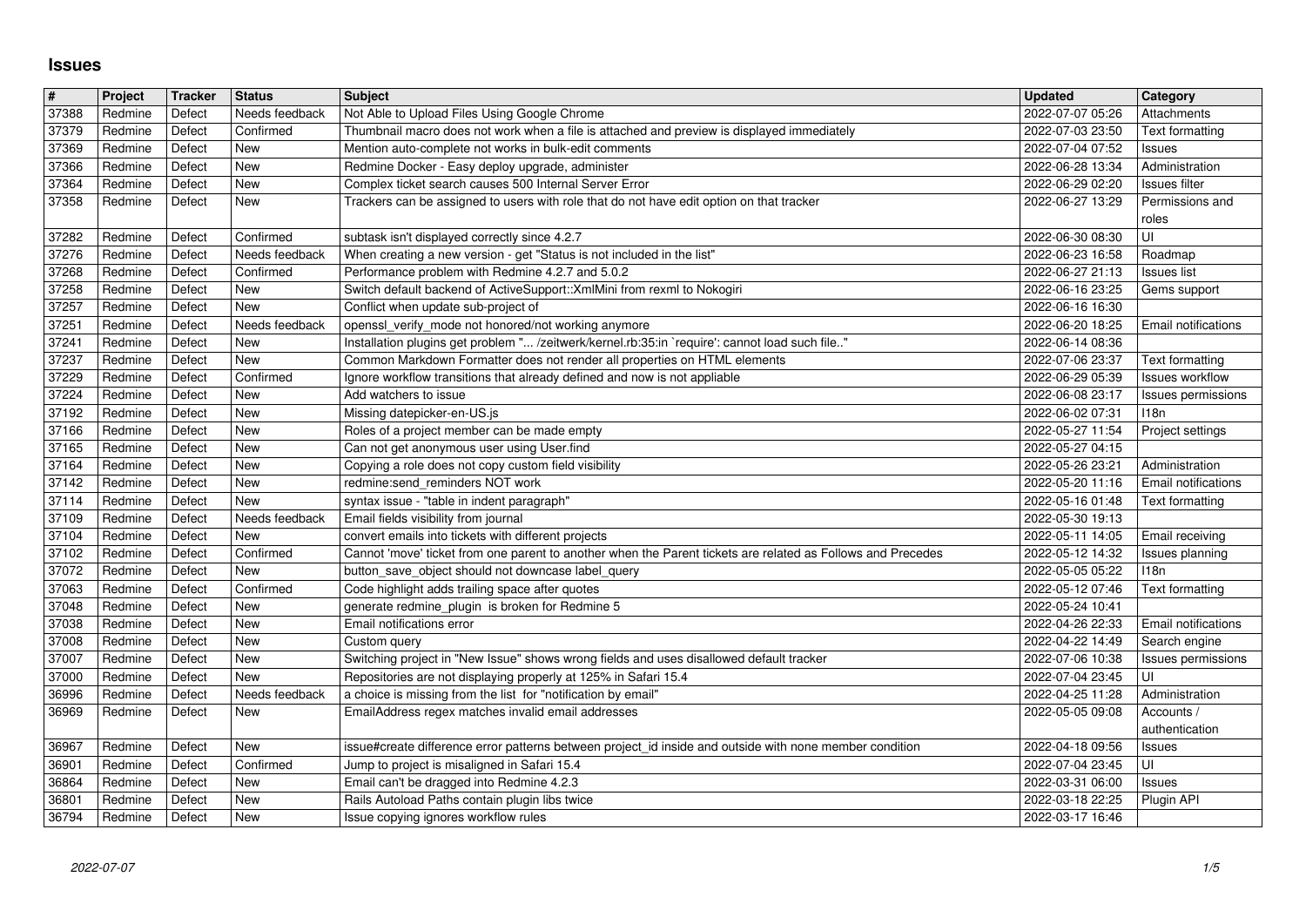# Issues

| # | Project | Tracker | Status | Subject | Updated | Category |
|---|---|---|---|---|---|---|
| 37388 | Redmine | Defect | Needs feedback | Not Able to Upload Files Using Google Chrome | 2022-07-07 05:26 | Attachments |
| 37379 | Redmine | Defect | Confirmed | Thumbnail macro does not work when a file is attached and preview is displayed immediately | 2022-07-03 23:50 | Text formatting |
| 37369 | Redmine | Defect | New | Mention auto-complete not works in bulk-edit comments | 2022-07-04 07:52 | Issues |
| 37366 | Redmine | Defect | New | Redmine Docker - Easy deploy upgrade, administer | 2022-06-28 13:34 | Administration |
| 37364 | Redmine | Defect | New | Complex ticket search causes 500 Internal Server Error | 2022-06-29 02:20 | Issues filter |
| 37358 | Redmine | Defect | New | Trackers can be assigned to users with role that do not have edit option on that tracker | 2022-06-27 13:29 | Permissions and roles |
| 37282 | Redmine | Defect | Confirmed | subtask isn't displayed correctly since 4.2.7 | 2022-06-30 08:30 | UI |
| 37276 | Redmine | Defect | Needs feedback | When creating a new version - get "Status is not included in the list" | 2022-06-23 16:58 | Roadmap |
| 37268 | Redmine | Defect | Confirmed | Performance problem with Redmine 4.2.7 and 5.0.2 | 2022-06-27 21:13 | Issues list |
| 37258 | Redmine | Defect | New | Switch default backend of ActiveSupport::XmlMini from rexml to Nokogiri | 2022-06-16 23:25 | Gems support |
| 37257 | Redmine | Defect | New | Conflict when update sub-project of | 2022-06-16 16:30 | |
| 37251 | Redmine | Defect | Needs feedback | openssl_verify_mode not honored/not working anymore | 2022-06-20 18:25 | Email notifications |
| 37241 | Redmine | Defect | New | Installation plugins get problem "... /zeitwerk/kernel.rb:35:in `require': cannot load such file.." | 2022-06-14 08:36 | |
| 37237 | Redmine | Defect | New | Common Markdown Formatter does not render all properties on HTML elements | 2022-07-06 23:37 | Text formatting |
| 37229 | Redmine | Defect | Confirmed | Ignore workflow transitions that already defined and now is not appliable | 2022-06-29 05:39 | Issues workflow |
| 37224 | Redmine | Defect | New | Add watchers to issue | 2022-06-08 23:17 | Issues permissions |
| 37192 | Redmine | Defect | New | Missing datepicker-en-US.js | 2022-06-02 07:31 | I18n |
| 37166 | Redmine | Defect | New | Roles of a project member can be made empty | 2022-05-27 11:54 | Project settings |
| 37165 | Redmine | Defect | New | Can not get anonymous user using User.find | 2022-05-27 04:15 | |
| 37164 | Redmine | Defect | New | Copying a role does not copy custom field visibility | 2022-05-26 23:21 | Administration |
| 37142 | Redmine | Defect | New | redmine:send_reminders NOT work | 2022-05-20 11:16 | Email notifications |
| 37114 | Redmine | Defect | New | syntax issue - "table in indent paragraph" | 2022-05-16 01:48 | Text formatting |
| 37109 | Redmine | Defect | Needs feedback | Email fields visibility from journal | 2022-05-30 19:13 | |
| 37104 | Redmine | Defect | New | convert emails into tickets with different projects | 2022-05-11 14:05 | Email receiving |
| 37102 | Redmine | Defect | Confirmed | Cannot 'move' ticket from one parent to another when the Parent tickets are related as Follows and Precedes | 2022-05-12 14:32 | Issues planning |
| 37072 | Redmine | Defect | New | button_save_object should not downcase label_query | 2022-05-05 05:22 | I18n |
| 37063 | Redmine | Defect | Confirmed | Code highlight adds trailing space after quotes | 2022-05-12 07:46 | Text formatting |
| 37048 | Redmine | Defect | New | generate redmine_plugin is broken for Redmine 5 | 2022-05-24 10:41 | |
| 37038 | Redmine | Defect | New | Email notifications error | 2022-04-26 22:33 | Email notifications |
| 37008 | Redmine | Defect | New | Custom query | 2022-04-22 14:49 | Search engine |
| 37007 | Redmine | Defect | New | Switching project in "New Issue" shows wrong fields and uses disallowed default tracker | 2022-07-06 10:38 | Issues permissions |
| 37000 | Redmine | Defect | New | Repositories are not displaying properly at 125% in Safari 15.4 | 2022-07-04 23:45 | UI |
| 36996 | Redmine | Defect | Needs feedback | a choice is missing from the list for "notification by email" | 2022-04-25 11:28 | Administration |
| 36969 | Redmine | Defect | New | EmailAddress regex matches invalid email addresses | 2022-05-05 09:08 | Accounts / authentication |
| 36967 | Redmine | Defect | New | issue#create difference error patterns between project_id inside and outside with none member condition | 2022-04-18 09:56 | Issues |
| 36901 | Redmine | Defect | Confirmed | Jump to project is misaligned in Safari 15.4 | 2022-07-04 23:45 | UI |
| 36864 | Redmine | Defect | New | Email can't be dragged into Redmine 4.2.3 | 2022-03-31 06:00 | Issues |
| 36801 | Redmine | Defect | New | Rails Autoload Paths contain plugin libs twice | 2022-03-18 22:25 | Plugin API |
| 36794 | Redmine | Defect | New | Issue copying ignores workflow rules | 2022-03-17 16:46 | |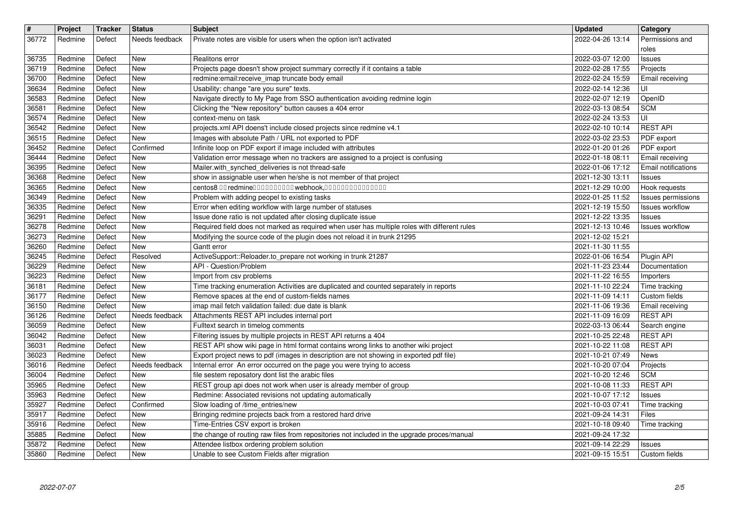| # | Project | Tracker | Status | Subject | Updated | Category |
|---|---|---|---|---|---|---|
| 36772 | Redmine | Defect | Needs feedback | Private notes are visible for users when the option isn't activated | 2022-04-26 13:14 | Permissions and roles |
| 36735 | Redmine | Defect | New | Realitons error | 2022-03-07 12:00 | Issues |
| 36719 | Redmine | Defect | New | Projects page doesn't show project summary correctly if it contains a table | 2022-02-28 17:55 | Projects |
| 36700 | Redmine | Defect | New | redmine:email:receive_imap truncate body email | 2022-02-24 15:59 | Email receiving |
| 36634 | Redmine | Defect | New | Usability: change "are you sure" texts. | 2022-02-14 12:36 | UI |
| 36583 | Redmine | Defect | New | Navigate directly to My Page from SSO authentication avoiding redmine login | 2022-02-07 12:19 | OpenID |
| 36581 | Redmine | Defect | New | Clicking the "New repository" button causes a 404 error | 2022-03-13 08:54 | SCM |
| 36574 | Redmine | Defect | New | context-menu on task | 2022-02-24 13:53 | UI |
| 36542 | Redmine | Defect | New | projects.xml API doens't include closed projects since redmine v4.1 | 2022-02-10 10:14 | REST API |
| 36515 | Redmine | Defect | New | Images with absolute Path / URL not exported to PDF | 2022-03-02 23:53 | PDF export |
| 36452 | Redmine | Defect | Confirmed | Infinite loop on PDF export if image included with attributes | 2022-01-20 01:26 | PDF export |
| 36444 | Redmine | Defect | New | Validation error message when no trackers are assigned to a project is confusing | 2022-01-18 08:11 | Email receiving |
| 36395 | Redmine | Defect | New | Mailer.with_synched_deliveries is not thread-safe | 2022-01-06 17:12 | Email notifications |
| 36368 | Redmine | Defect | New | show in assignable user when he/she is not member of that project | 2021-12-30 13:11 | Issues |
| 36365 | Redmine | Defect | New | centos8 □□ redmine□□□□□□□□□□ webhook,□□□□□□□□□□□□□□□ | 2021-12-29 10:00 | Hook requests |
| 36349 | Redmine | Defect | New | Problem with adding peopel to existing tasks | 2022-01-25 11:52 | Issues permissions |
| 36335 | Redmine | Defect | New | Error when editing workflow with large number of statuses | 2021-12-19 15:50 | Issues workflow |
| 36291 | Redmine | Defect | New | Issue done ratio is not updated after closing duplicate issue | 2021-12-22 13:35 | Issues |
| 36278 | Redmine | Defect | New | Required field does not marked as required when user has multiple roles with different rules | 2021-12-13 10:46 | Issues workflow |
| 36273 | Redmine | Defect | New | Modifying the source code of the plugin does not reload it in trunk 21295 | 2021-12-02 15:21 | |
| 36260 | Redmine | Defect | New | Gantt error | 2021-11-30 11:55 | |
| 36245 | Redmine | Defect | Resolved | ActiveSupport::Reloader.to_prepare not working in trunk 21287 | 2022-01-06 16:54 | Plugin API |
| 36229 | Redmine | Defect | New | API - Question/Problem | 2021-11-23 23:44 | Documentation |
| 36223 | Redmine | Defect | New | Import from csv problems | 2021-11-22 16:55 | Importers |
| 36181 | Redmine | Defect | New | Time tracking enumeration Activities are duplicated and counted separately in reports | 2021-11-10 22:24 | Time tracking |
| 36177 | Redmine | Defect | New | Remove spaces at the end of custom-fields names | 2021-11-09 14:11 | Custom fields |
| 36150 | Redmine | Defect | New | imap mail fetch validation failed: due date is blank | 2021-11-06 19:36 | Email receiving |
| 36126 | Redmine | Defect | Needs feedback | Attachments REST API includes internal port | 2021-11-09 16:09 | REST API |
| 36059 | Redmine | Defect | New | Fulltext search in timelog comments | 2022-03-13 06:44 | Search engine |
| 36042 | Redmine | Defect | New | Filtering issues by multiple projects in REST API returns a 404 | 2021-10-25 22:48 | REST API |
| 36031 | Redmine | Defect | New | REST API show wiki page in html format contains wrong links to another wiki project | 2021-10-22 11:08 | REST API |
| 36023 | Redmine | Defect | New | Export project news to pdf (images in description are not showing in exported pdf file) | 2021-10-21 07:49 | News |
| 36016 | Redmine | Defect | Needs feedback | Internal error An error occurred on the page you were trying to access | 2021-10-20 07:04 | Projects |
| 36004 | Redmine | Defect | New | file sestem reposatory dont list the arabic files | 2021-10-20 12:46 | SCM |
| 35965 | Redmine | Defect | New | REST group api does not work when user is already member of group | 2021-10-08 11:33 | REST API |
| 35963 | Redmine | Defect | New | Redmine: Associated revisions not updating automatically | 2021-10-07 17:12 | Issues |
| 35927 | Redmine | Defect | Confirmed | Slow loading of /time_entries/new | 2021-10-03 07:41 | Time tracking |
| 35917 | Redmine | Defect | New | Bringing redmine projects back from a restored hard drive | 2021-09-24 14:31 | Files |
| 35916 | Redmine | Defect | New | Time-Entries CSV export is broken | 2021-10-18 09:40 | Time tracking |
| 35885 | Redmine | Defect | New | the change of routing raw files from repositories not included in the upgrade proces/manual | 2021-09-24 17:32 | |
| 35872 | Redmine | Defect | New | Attendee listbox ordering problem solution | 2021-09-14 22:29 | Issues |
| 35860 | Redmine | Defect | New | Unable to see Custom Fields after migration | 2021-09-15 15:51 | Custom fields |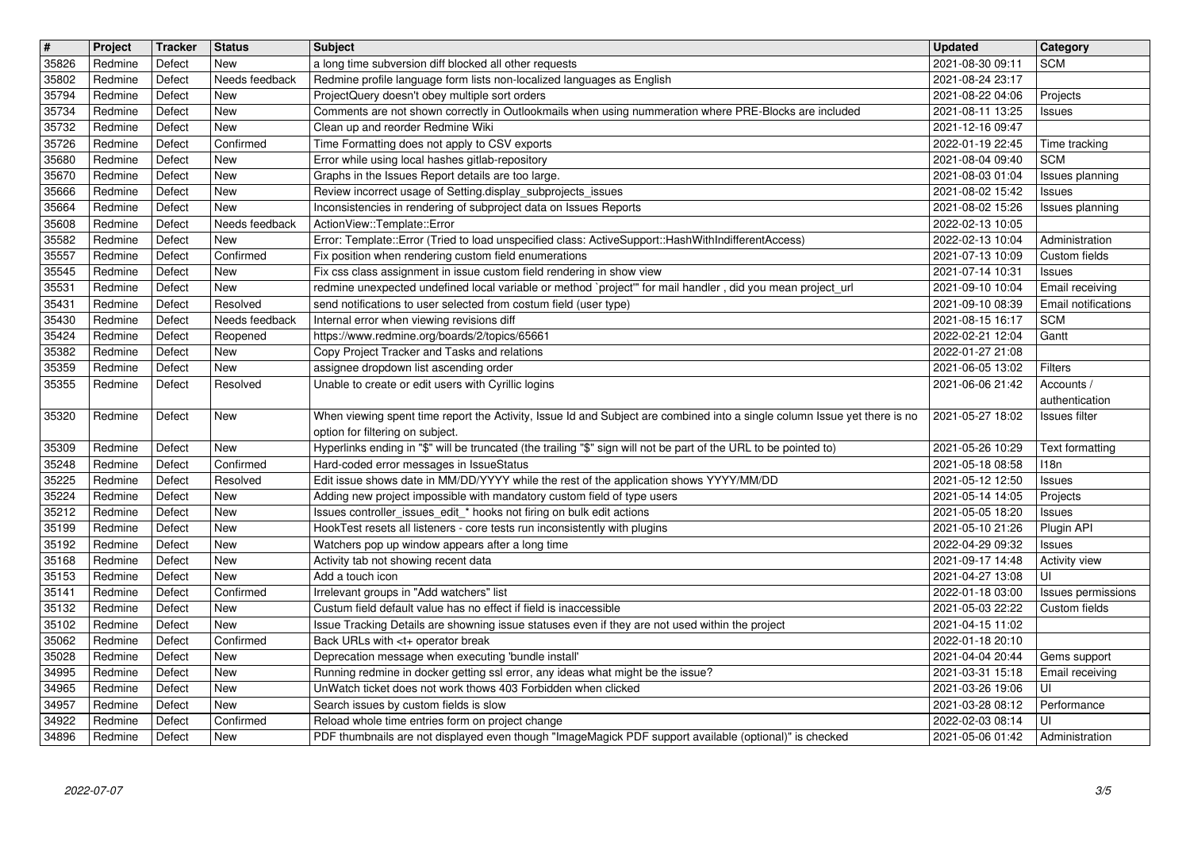| # | Project | Tracker | Status | Subject | Updated | Category |
|---|---|---|---|---|---|---|
| 35826 | Redmine | Defect | New | a long time subversion diff blocked all other requests | 2021-08-30 09:11 | SCM |
| 35802 | Redmine | Defect | Needs feedback | Redmine profile language form lists non-localized languages as English | 2021-08-24 23:17 | |
| 35794 | Redmine | Defect | New | ProjectQuery doesn't obey multiple sort orders | 2021-08-22 04:06 | Projects |
| 35734 | Redmine | Defect | New | Comments are not shown correctly in Outlookmails when using nummeration where PRE-Blocks are included | 2021-08-11 13:25 | Issues |
| 35732 | Redmine | Defect | New | Clean up and reorder Redmine Wiki | 2021-12-16 09:47 | |
| 35726 | Redmine | Defect | Confirmed | Time Formatting does not apply to CSV exports | 2022-01-19 22:45 | Time tracking |
| 35680 | Redmine | Defect | New | Error while using local hashes gitlab-repository | 2021-08-04 09:40 | SCM |
| 35670 | Redmine | Defect | New | Graphs in the Issues Report details are too large. | 2021-08-03 01:04 | Issues planning |
| 35666 | Redmine | Defect | New | Review incorrect usage of Setting.display_subprojects_issues | 2021-08-02 15:42 | Issues |
| 35664 | Redmine | Defect | New | Inconsistencies in rendering of subproject data on Issues Reports | 2021-08-02 15:26 | Issues planning |
| 35608 | Redmine | Defect | Needs feedback | ActionView::Template::Error | 2022-02-13 10:05 | |
| 35582 | Redmine | Defect | New | Error: Template::Error (Tried to load unspecified class: ActiveSupport::HashWithIndifferentAccess) | 2022-02-13 10:04 | Administration |
| 35557 | Redmine | Defect | Confirmed | Fix position when rendering custom field enumerations | 2021-07-13 10:09 | Custom fields |
| 35545 | Redmine | Defect | New | Fix css class assignment in issue custom field rendering in show view | 2021-07-14 10:31 | Issues |
| 35531 | Redmine | Defect | New | redmine unexpected undefined local variable or method `project'" for mail handler , did you mean project_url | 2021-09-10 10:04 | Email receiving |
| 35431 | Redmine | Defect | Resolved | send notifications to user selected from costum field (user type) | 2021-09-10 08:39 | Email notifications |
| 35430 | Redmine | Defect | Needs feedback | Internal error when viewing revisions diff | 2021-08-15 16:17 | SCM |
| 35424 | Redmine | Defect | Reopened | https://www.redmine.org/boards/2/topics/65661 | 2022-02-21 12:04 | Gantt |
| 35382 | Redmine | Defect | New | Copy Project Tracker and Tasks and relations | 2022-01-27 21:08 | |
| 35359 | Redmine | Defect | New | assignee dropdown list ascending order | 2021-06-05 13:02 | Filters |
| 35355 | Redmine | Defect | Resolved | Unable to create or edit users with Cyrillic logins | 2021-06-06 21:42 | Accounts / authentication |
| 35320 | Redmine | Defect | New | When viewing spent time report the Activity, Issue Id and Subject are combined into a single column Issue yet there is no option for filtering on subject. | 2021-05-27 18:02 | Issues filter |
| 35309 | Redmine | Defect | New | Hyperlinks ending in "$" will be truncated (the trailing "$" sign will not be part of the URL to be pointed to) | 2021-05-26 10:29 | Text formatting |
| 35248 | Redmine | Defect | Confirmed | Hard-coded error messages in IssueStatus | 2021-05-18 08:58 | I18n |
| 35225 | Redmine | Defect | Resolved | Edit issue shows date in MM/DD/YYYY while the rest of the application shows YYYY/MM/DD | 2021-05-12 12:50 | Issues |
| 35224 | Redmine | Defect | New | Adding new project impossible with mandatory custom field of type users | 2021-05-14 14:05 | Projects |
| 35212 | Redmine | Defect | New | Issues controller_issues_edit_* hooks not firing on bulk edit actions | 2021-05-05 18:20 | Issues |
| 35199 | Redmine | Defect | New | HookTest resets all listeners - core tests run inconsistently with plugins | 2021-05-10 21:26 | Plugin API |
| 35192 | Redmine | Defect | New | Watchers pop up window appears after a long time | 2022-04-29 09:32 | Issues |
| 35168 | Redmine | Defect | New | Activity tab not showing recent data | 2021-09-17 14:48 | Activity view |
| 35153 | Redmine | Defect | New | Add a touch icon | 2021-04-27 13:08 | UI |
| 35141 | Redmine | Defect | Confirmed | Irrelevant groups in "Add watchers" list | 2022-01-18 03:00 | Issues permissions |
| 35132 | Redmine | Defect | New | Custum field default value has no effect if field is inaccessible | 2021-05-03 22:22 | Custom fields |
| 35102 | Redmine | Defect | New | Issue Tracking Details are showning issue statuses even if they are not used within the project | 2021-04-15 11:02 | |
| 35062 | Redmine | Defect | Confirmed | Back URLs with <t+ operator break | 2022-01-18 20:10 | |
| 35028 | Redmine | Defect | New | Deprecation message when executing 'bundle install' | 2021-04-04 20:44 | Gems support |
| 34995 | Redmine | Defect | New | Running redmine in docker getting ssl error, any ideas what might be the issue? | 2021-03-31 15:18 | Email receiving |
| 34965 | Redmine | Defect | New | UnWatch ticket does not work thows 403 Forbidden when clicked | 2021-03-26 19:06 | UI |
| 34957 | Redmine | Defect | New | Search issues by custom fields is slow | 2021-03-28 08:12 | Performance |
| 34922 | Redmine | Defect | Confirmed | Reload whole time entries form on project change | 2022-02-03 08:14 | UI |
| 34896 | Redmine | Defect | New | PDF thumbnails are not displayed even though "ImageMagick PDF support available (optional)" is checked | 2021-05-06 01:42 | Administration |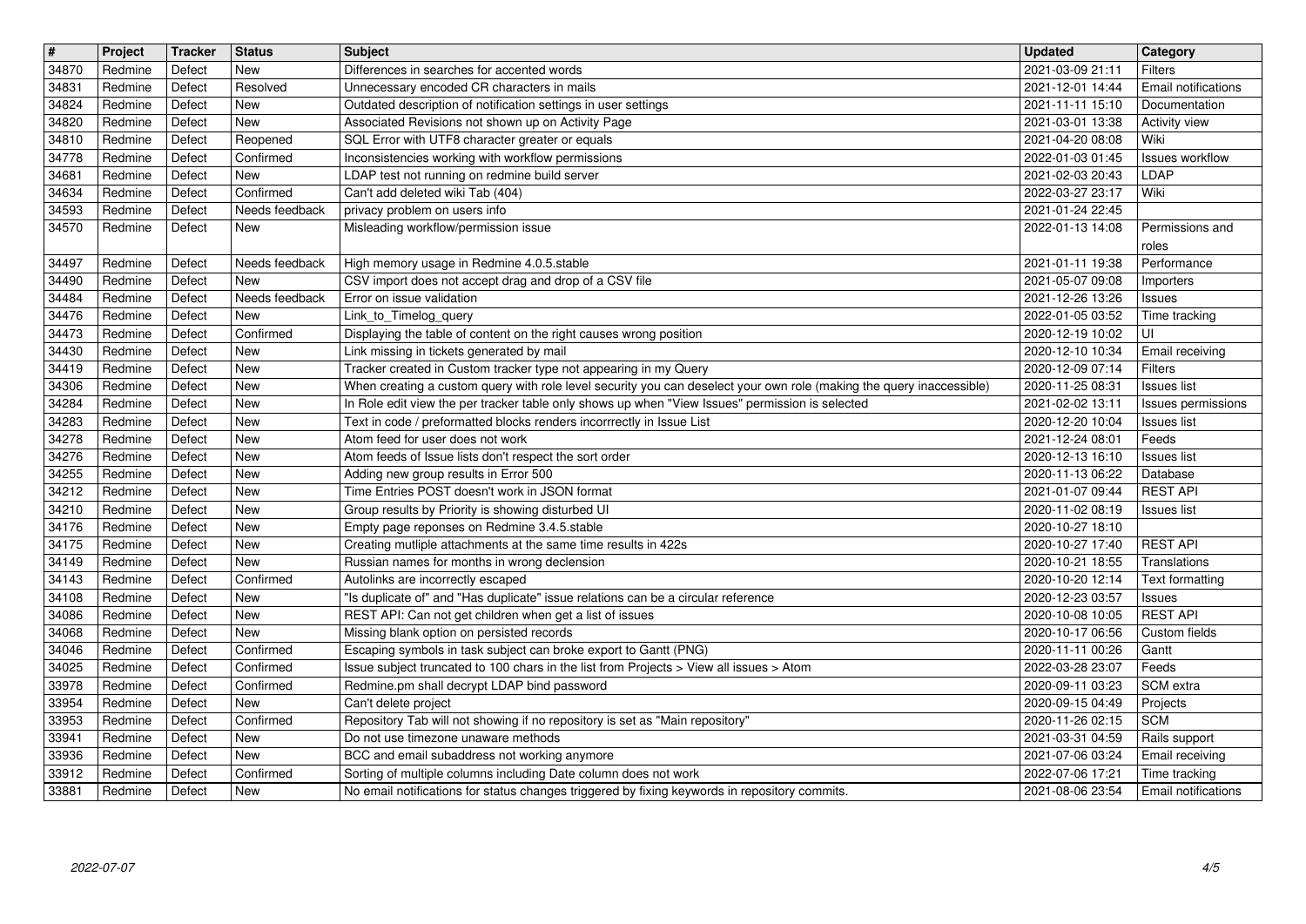| # | Project | Tracker | Status | Subject | Updated | Category |
|---|---|---|---|---|---|---|
| 34870 | Redmine | Defect | New | Differences in searches for accented words | 2021-03-09 21:11 | Filters |
| 34831 | Redmine | Defect | Resolved | Unnecessary encoded CR characters in mails | 2021-12-01 14:44 | Email notifications |
| 34824 | Redmine | Defect | New | Outdated description of notification settings in user settings | 2021-11-11 15:10 | Documentation |
| 34820 | Redmine | Defect | New | Associated Revisions not shown up on Activity Page | 2021-03-01 13:38 | Activity view |
| 34810 | Redmine | Defect | Reopened | SQL Error with UTF8 character greater or equals | 2021-04-20 08:08 | Wiki |
| 34778 | Redmine | Defect | Confirmed | Inconsistencies working with workflow permissions | 2022-01-03 01:45 | Issues workflow |
| 34681 | Redmine | Defect | New | LDAP test not running on redmine build server | 2021-02-03 20:43 | LDAP |
| 34634 | Redmine | Defect | Confirmed | Can't add deleted wiki Tab (404) | 2022-03-27 23:17 | Wiki |
| 34593 | Redmine | Defect | Needs feedback | privacy problem on users info | 2021-01-24 22:45 | |
| 34570 | Redmine | Defect | New | Misleading workflow/permission issue | 2022-01-13 14:08 | Permissions and roles |
| 34497 | Redmine | Defect | Needs feedback | High memory usage in Redmine 4.0.5.stable | 2021-01-11 19:38 | Performance |
| 34490 | Redmine | Defect | New | CSV import does not accept drag and drop of a CSV file | 2021-05-07 09:08 | Importers |
| 34484 | Redmine | Defect | Needs feedback | Error on issue validation | 2021-12-26 13:26 | Issues |
| 34476 | Redmine | Defect | New | Link_to_Timelog_query | 2022-01-05 03:52 | Time tracking |
| 34473 | Redmine | Defect | Confirmed | Displaying the table of content on the right causes wrong position | 2020-12-19 10:02 | UI |
| 34430 | Redmine | Defect | New | Link missing in tickets generated by mail | 2020-12-10 10:34 | Email receiving |
| 34419 | Redmine | Defect | New | Tracker created in Custom tracker type not appearing in my Query | 2020-12-09 07:14 | Filters |
| 34306 | Redmine | Defect | New | When creating a custom query with role level security you can deselect your own role (making the query inaccessible) | 2020-11-25 08:31 | Issues list |
| 34284 | Redmine | Defect | New | In Role edit view the per tracker table only shows up when "View Issues" permission is selected | 2021-02-02 13:11 | Issues permissions |
| 34283 | Redmine | Defect | New | Text in code / preformatted blocks renders incorrrectly in Issue List | 2020-12-20 10:04 | Issues list |
| 34278 | Redmine | Defect | New | Atom feed for user does not work | 2021-12-24 08:01 | Feeds |
| 34276 | Redmine | Defect | New | Atom feeds of Issue lists don't respect the sort order | 2020-12-13 16:10 | Issues list |
| 34255 | Redmine | Defect | New | Adding new group results in Error 500 | 2020-11-13 06:22 | Database |
| 34212 | Redmine | Defect | New | Time Entries POST doesn't work in JSON format | 2021-01-07 09:44 | REST API |
| 34210 | Redmine | Defect | New | Group results by Priority is showing disturbed UI | 2020-11-02 08:19 | Issues list |
| 34176 | Redmine | Defect | New | Empty page reponses on Redmine 3.4.5.stable | 2020-10-27 18:10 | |
| 34175 | Redmine | Defect | New | Creating mutliple attachments at the same time results in 422s | 2020-10-27 17:40 | REST API |
| 34149 | Redmine | Defect | New | Russian names for months in wrong declension | 2020-10-21 18:55 | Translations |
| 34143 | Redmine | Defect | Confirmed | Autolinks are incorrectly escaped | 2020-10-20 12:14 | Text formatting |
| 34108 | Redmine | Defect | New | "Is duplicate of" and "Has duplicate" issue relations can be a circular reference | 2020-12-23 03:57 | Issues |
| 34086 | Redmine | Defect | New | REST API: Can not get children when get a list of issues | 2020-10-08 10:05 | REST API |
| 34068 | Redmine | Defect | New | Missing blank option on persisted records | 2020-10-17 06:56 | Custom fields |
| 34046 | Redmine | Defect | Confirmed | Escaping symbols in task subject can broke export to Gantt (PNG) | 2020-11-11 00:26 | Gantt |
| 34025 | Redmine | Defect | Confirmed | Issue subject truncated to 100 chars in the list from Projects > View all issues > Atom | 2022-03-28 23:07 | Feeds |
| 33978 | Redmine | Defect | Confirmed | Redmine.pm shall decrypt LDAP bind password | 2020-09-11 03:23 | SCM extra |
| 33954 | Redmine | Defect | New | Can't delete project | 2020-09-15 04:49 | Projects |
| 33953 | Redmine | Defect | Confirmed | Repository Tab will not showing if no repository is set as "Main repository" | 2020-11-26 02:15 | SCM |
| 33941 | Redmine | Defect | New | Do not use timezone unaware methods | 2021-03-31 04:59 | Rails support |
| 33936 | Redmine | Defect | New | BCC and email subaddress not working anymore | 2021-07-06 03:24 | Email receiving |
| 33912 | Redmine | Defect | Confirmed | Sorting of multiple columns including Date column does not work | 2022-07-06 17:21 | Time tracking |
| 33881 | Redmine | Defect | New | No email notifications for status changes triggered by fixing keywords in repository commits. | 2021-08-06 23:54 | Email notifications |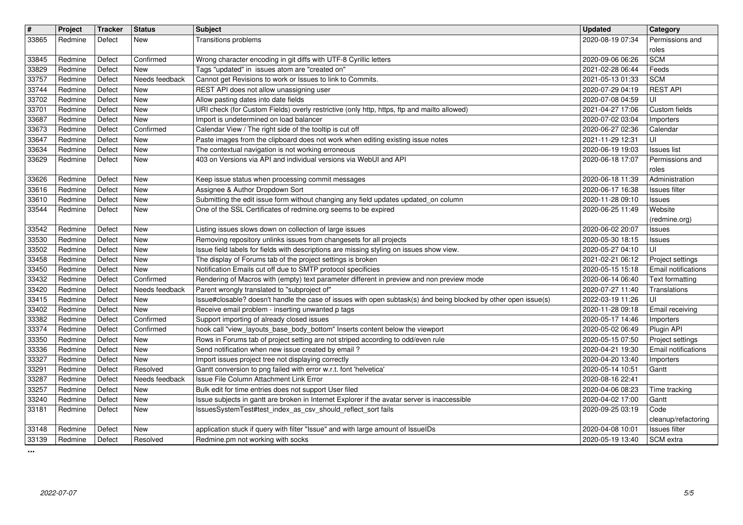| # | Project | Tracker | Status | Subject | Updated | Category |
|---|---|---|---|---|---|---|
| 33865 | Redmine | Defect | New | Transitions problems | 2020-08-19 07:34 | Permissions and roles |
| 33845 | Redmine | Defect | Confirmed | Wrong character encoding in git diffs with UTF-8 Cyrillic letters | 2020-09-06 06:26 | SCM |
| 33829 | Redmine | Defect | New | Tags "updated" in issues atom are "created on" | 2021-02-28 06:44 | Feeds |
| 33757 | Redmine | Defect | Needs feedback | Cannot get Revisions to work or Issues to link to Commits. | 2021-05-13 01:33 | SCM |
| 33744 | Redmine | Defect | New | REST API does not allow unassigning user | 2020-07-29 04:19 | REST API |
| 33702 | Redmine | Defect | New | Allow pasting dates into date fields | 2020-07-08 04:59 | UI |
| 33701 | Redmine | Defect | New | URI check (for Custom Fields) overly restrictive (only http, https, ftp and mailto allowed) | 2021-04-27 17:06 | Custom fields |
| 33687 | Redmine | Defect | New | Import is undetermined on load balancer | 2020-07-02 03:04 | Importers |
| 33673 | Redmine | Defect | Confirmed | Calendar View / The right side of the tooltip is cut off | 2020-06-27 02:36 | Calendar |
| 33647 | Redmine | Defect | New | Paste images from the clipboard does not work when editing existing issue notes | 2021-11-29 12:31 | UI |
| 33634 | Redmine | Defect | New | The contextual navigation is not working erroneous | 2020-06-19 19:03 | Issues list |
| 33629 | Redmine | Defect | New | 403 on Versions via API and individual versions via WebUI and API | 2020-06-18 17:07 | Permissions and roles |
| 33626 | Redmine | Defect | New | Keep issue status when processing commit messages | 2020-06-18 11:39 | Administration |
| 33616 | Redmine | Defect | New | Assignee & Author Dropdown Sort | 2020-06-17 16:38 | Issues filter |
| 33610 | Redmine | Defect | New | Submitting the edit issue form without changing any field updates updated_on column | 2020-11-28 09:10 | Issues |
| 33544 | Redmine | Defect | New | One of the SSL Certificates of redmine.org seems to be expired | 2020-06-25 11:49 | Website (redmine.org) |
| 33542 | Redmine | Defect | New | Listing issues slows down on collection of large issues | 2020-06-02 20:07 | Issues |
| 33530 | Redmine | Defect | New | Removing repository unlinks issues from changesets for all projects | 2020-05-30 18:15 | Issues |
| 33502 | Redmine | Defect | New | Issue field labels for fields with descriptions are missing styling on issues show view. | 2020-05-27 04:10 | UI |
| 33458 | Redmine | Defect | New | The display of Forums tab of the project settings is broken | 2021-02-21 06:12 | Project settings |
| 33450 | Redmine | Defect | New | Notification Emails cut off due to SMTP protocol specificies | 2020-05-15 15:18 | Email notifications |
| 33432 | Redmine | Defect | Confirmed | Rendering of Macros with (empty) text parameter different in preview and non preview mode | 2020-06-14 06:40 | Text formatting |
| 33420 | Redmine | Defect | Needs feedback | Parent wrongly translated to "subproject of" | 2020-07-27 11:40 | Translations |
| 33415 | Redmine | Defect | New | Issue#closable? doesn't handle the case of issues with open subtask(s) ánd being blocked by other open issue(s) | 2022-03-19 11:26 | UI |
| 33402 | Redmine | Defect | New | Receive email problem - inserting unwanted p tags | 2020-11-28 09:18 | Email receiving |
| 33382 | Redmine | Defect | Confirmed | Support importing of already closed issues | 2020-05-17 14:46 | Importers |
| 33374 | Redmine | Defect | Confirmed | hook call "view_layouts_base_body_bottom" Inserts content below the viewport | 2020-05-02 06:49 | Plugin API |
| 33350 | Redmine | Defect | New | Rows in Forums tab of project setting are not striped according to odd/even rule | 2020-05-15 07:50 | Project settings |
| 33336 | Redmine | Defect | New | Send notification when new issue created by email ? | 2020-04-21 19:30 | Email notifications |
| 33327 | Redmine | Defect | New | Import issues project tree not displaying correctly | 2020-04-20 13:40 | Importers |
| 33291 | Redmine | Defect | Resolved | Gantt conversion to png failed with error w.r.t. font 'helvetica' | 2020-05-14 10:51 | Gantt |
| 33287 | Redmine | Defect | Needs feedback | Issue File Column Attachment Link Error | 2020-08-16 22:41 | |
| 33257 | Redmine | Defect | New | Bulk edit for time entries does not support User filed | 2020-04-06 08:23 | Time tracking |
| 33240 | Redmine | Defect | New | Issue subjects in gantt are broken in Internet Explorer if the avatar server is inaccessible | 2020-04-02 17:00 | Gantt |
| 33181 | Redmine | Defect | New | IssuesSystemTest#test_index_as_csv_should_reflect_sort fails | 2020-09-25 03:19 | Code cleanup/refactoring |
| 33148 | Redmine | Defect | New | application stuck if query with filter "Issue" and with large amount of IssueIDs | 2020-04-08 10:01 | Issues filter |
| 33139 | Redmine | Defect | Resolved | Redmine.pm not working with socks | 2020-05-19 13:40 | SCM extra |

...